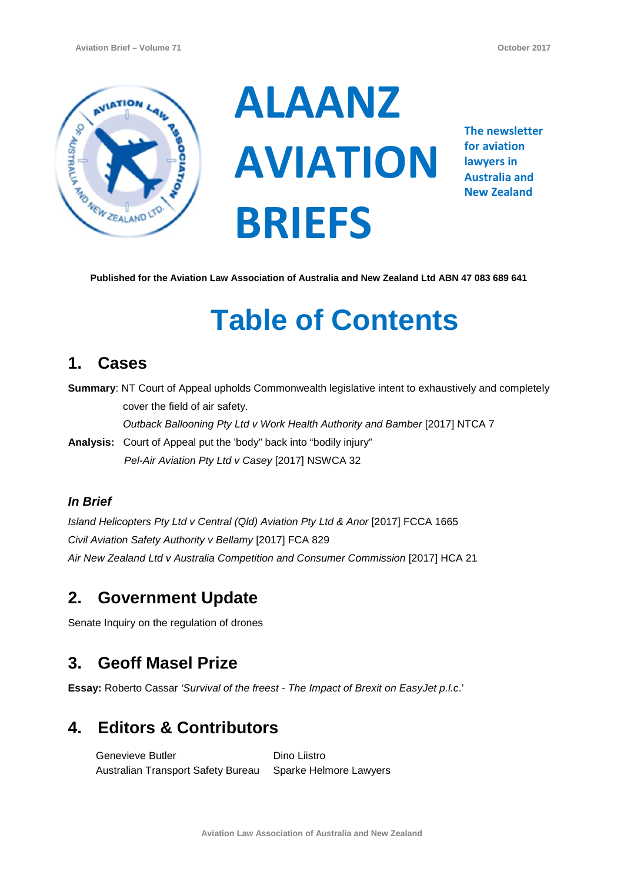# ALAANZ AVIATION BRIEFS

The newsletter for aviation lawyers in Australia and New Zealand

**Published for the Aviation Law Association of Australia and New Zealand Ltd ABN 47 083 689 641**

# Table of Contents

## 1. Cases

**Summary**: NT Court of Appeal upholds Commonwealth legislative intent to exhaustively and completely cover the field of air safety.
*Outback Ballooning Pty Ltd v Work Health Authority and Bamber* [2017] NTCA 7

**Analysis:** Court of Appeal put the 'body" back into "bodily injury"
*Pel-Air Aviation Pty Ltd v Casey* [2017] NSWCA 32

### *In Brief*

*Island Helicopters Pty Ltd v Central (Qld) Aviation Pty Ltd & Anor* [2017] FCCA 1665
*Civil Aviation Safety Authority v Bellamy* [2017] FCA 829
*Air New Zealand Ltd v Australia Competition and Consumer Commission* [2017] HCA 21

## 2. Government Update

Senate Inquiry on the regulation of drones

## 3. Geoff Masel Prize

**Essay:** Roberto Cassar *'Survival of the freest - The Impact of Brexit on EasyJet p.l.c*.'

## 4. Editors & Contributors

Genevieve Butler
Australian Transport Safety Bureau

Dino Liistro
Sparke Helmore Lawyers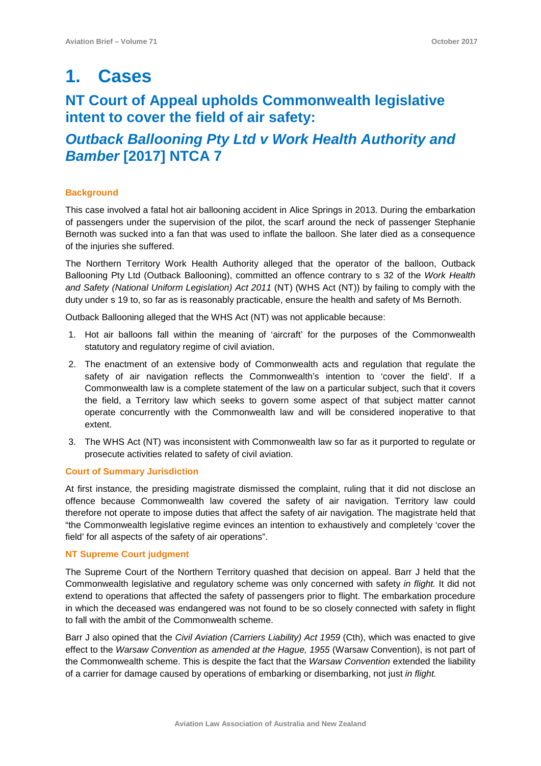# 1. Cases

## NT Court of Appeal upholds Commonwealth legislative intent to cover the field of air safety:

## *Outback Ballooning Pty Ltd v Work Health Authority and Bamber* [2017] NTCA 7

### Background

This case involved a fatal hot air ballooning accident in Alice Springs in 2013. During the embarkation of passengers under the supervision of the pilot, the scarf around the neck of passenger Stephanie Bernoth was sucked into a fan that was used to inflate the balloon. She later died as a consequence of the injuries she suffered.

The Northern Territory Work Health Authority alleged that the operator of the balloon, Outback Ballooning Pty Ltd (Outback Ballooning), committed an offence contrary to s 32 of the *Work Health and Safety (National Uniform Legislation) Act 2011* (NT) (WHS Act (NT)) by failing to comply with the duty under s 19 to, so far as is reasonably practicable, ensure the health and safety of Ms Bernoth.

Outback Ballooning alleged that the WHS Act (NT) was not applicable because:

1. Hot air balloons fall within the meaning of 'aircraft' for the purposes of the Commonwealth statutory and regulatory regime of civil aviation.
2. The enactment of an extensive body of Commonwealth acts and regulation that regulate the safety of air navigation reflects the Commonwealth's intention to 'cover the field'. If a Commonwealth law is a complete statement of the law on a particular subject, such that it covers the field, a Territory law which seeks to govern some aspect of that subject matter cannot operate concurrently with the Commonwealth law and will be considered inoperative to that extent.
3. The WHS Act (NT) was inconsistent with Commonwealth law so far as it purported to regulate or prosecute activities related to safety of civil aviation.

### Court of Summary Jurisdiction

At first instance, the presiding magistrate dismissed the complaint, ruling that it did not disclose an offence because Commonwealth law covered the safety of air navigation. Territory law could therefore not operate to impose duties that affect the safety of air navigation. The magistrate held that "the Commonwealth legislative regime evinces an intention to exhaustively and completely 'cover the field' for all aspects of the safety of air operations".

### NT Supreme Court judgment

The Supreme Court of the Northern Territory quashed that decision on appeal. Barr J held that the Commonwealth legislative and regulatory scheme was only concerned with safety *in flight.* It did not extend to operations that affected the safety of passengers prior to flight. The embarkation procedure in which the deceased was endangered was not found to be so closely connected with safety in flight to fall with the ambit of the Commonwealth scheme.

Barr J also opined that the *Civil Aviation (Carriers Liability) Act 1959* (Cth), which was enacted to give effect to the *Warsaw Convention as amended at the Hague, 1955* (Warsaw Convention), is not part of the Commonwealth scheme. This is despite the fact that the *Warsaw Convention* extended the liability of a carrier for damage caused by operations of embarking or disembarking, not just *in flight.*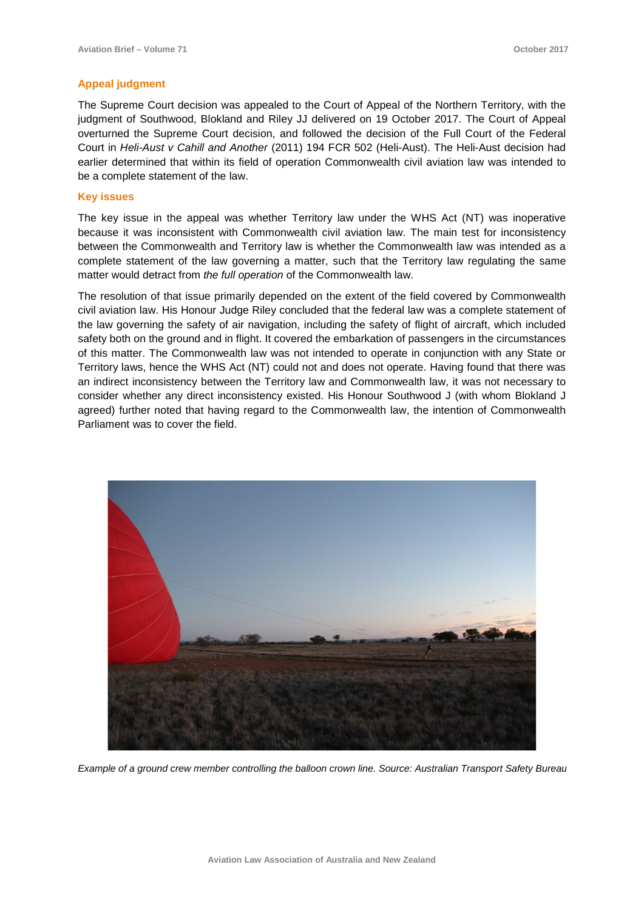### Appeal judgment

The Supreme Court decision was appealed to the Court of Appeal of the Northern Territory, with the judgment of Southwood, Blokland and Riley JJ delivered on 19 October 2017. The Court of Appeal overturned the Supreme Court decision, and followed the decision of the Full Court of the Federal Court in *Heli-Aust v Cahill and Another* (2011) 194 FCR 502 (Heli-Aust). The Heli-Aust decision had earlier determined that within its field of operation Commonwealth civil aviation law was intended to be a complete statement of the law.

### Key issues

The key issue in the appeal was whether Territory law under the WHS Act (NT) was inoperative because it was inconsistent with Commonwealth civil aviation law. The main test for inconsistency between the Commonwealth and Territory law is whether the Commonwealth law was intended as a complete statement of the law governing a matter, such that the Territory law regulating the same matter would detract from *the full operation* of the Commonwealth law.

The resolution of that issue primarily depended on the extent of the field covered by Commonwealth civil aviation law. His Honour Judge Riley concluded that the federal law was a complete statement of the law governing the safety of air navigation, including the safety of flight of aircraft, which included safety both on the ground and in flight. It covered the embarkation of passengers in the circumstances of this matter. The Commonwealth law was not intended to operate in conjunction with any State or Territory laws, hence the WHS Act (NT) could not and does not operate. Having found that there was an indirect inconsistency between the Territory law and Commonwealth law, it was not necessary to consider whether any direct inconsistency existed. His Honour Southwood J (with whom Blokland J agreed) further noted that having regard to the Commonwealth law, the intention of Commonwealth Parliament was to cover the field.

*Example of a ground crew member controlling the balloon crown line. Source: Australian Transport Safety Bureau*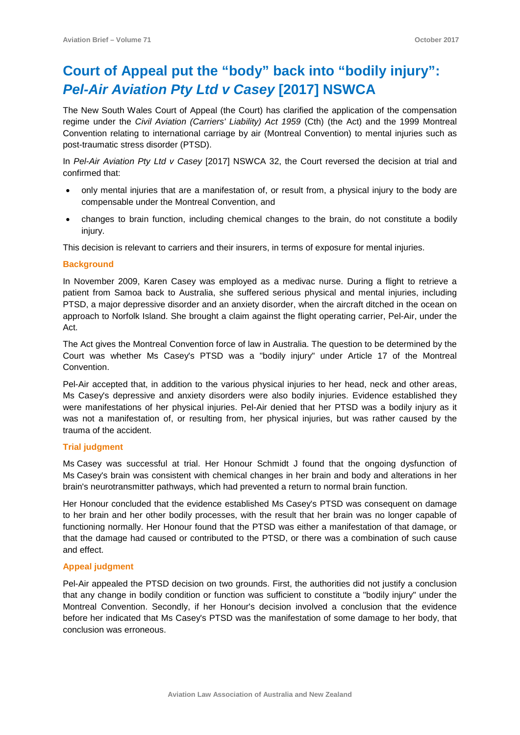## Court of Appeal put the "body" back into "bodily injury": *Pel-Air Aviation Pty Ltd v Casey* [2017] NSWCA

The New South Wales Court of Appeal (the Court) has clarified the application of the compensation regime under the *Civil Aviation (Carriers' Liability) Act 1959* (Cth) (the Act) and the 1999 Montreal Convention relating to international carriage by air (Montreal Convention) to mental injuries such as post-traumatic stress disorder (PTSD).

In *Pel-Air Aviation Pty Ltd v Casey* [2017] NSWCA 32, the Court reversed the decision at trial and confirmed that:

- only mental injuries that are a manifestation of, or result from, a physical injury to the body are compensable under the Montreal Convention, and
- changes to brain function, including chemical changes to the brain, do not constitute a bodily injury.

This decision is relevant to carriers and their insurers, in terms of exposure for mental injuries.

### Background

In November 2009, Karen Casey was employed as a medivac nurse. During a flight to retrieve a patient from Samoa back to Australia, she suffered serious physical and mental injuries, including PTSD, a major depressive disorder and an anxiety disorder, when the aircraft ditched in the ocean on approach to Norfolk Island. She brought a claim against the flight operating carrier, Pel-Air, under the Act.

The Act gives the Montreal Convention force of law in Australia. The question to be determined by the Court was whether Ms Casey's PTSD was a "bodily injury" under Article 17 of the Montreal Convention.

Pel-Air accepted that, in addition to the various physical injuries to her head, neck and other areas, Ms Casey's depressive and anxiety disorders were also bodily injuries. Evidence established they were manifestations of her physical injuries. Pel-Air denied that her PTSD was a bodily injury as it was not a manifestation of, or resulting from, her physical injuries, but was rather caused by the trauma of the accident.

### Trial judgment

Ms Casey was successful at trial. Her Honour Schmidt J found that the ongoing dysfunction of Ms Casey's brain was consistent with chemical changes in her brain and body and alterations in her brain's neurotransmitter pathways, which had prevented a return to normal brain function.

Her Honour concluded that the evidence established Ms Casey's PTSD was consequent on damage to her brain and her other bodily processes, with the result that her brain was no longer capable of functioning normally. Her Honour found that the PTSD was either a manifestation of that damage, or that the damage had caused or contributed to the PTSD, or there was a combination of such cause and effect.

### Appeal judgment

Pel-Air appealed the PTSD decision on two grounds. First, the authorities did not justify a conclusion that any change in bodily condition or function was sufficient to constitute a "bodily injury" under the Montreal Convention. Secondly, if her Honour's decision involved a conclusion that the evidence before her indicated that Ms Casey's PTSD was the manifestation of some damage to her body, that conclusion was erroneous.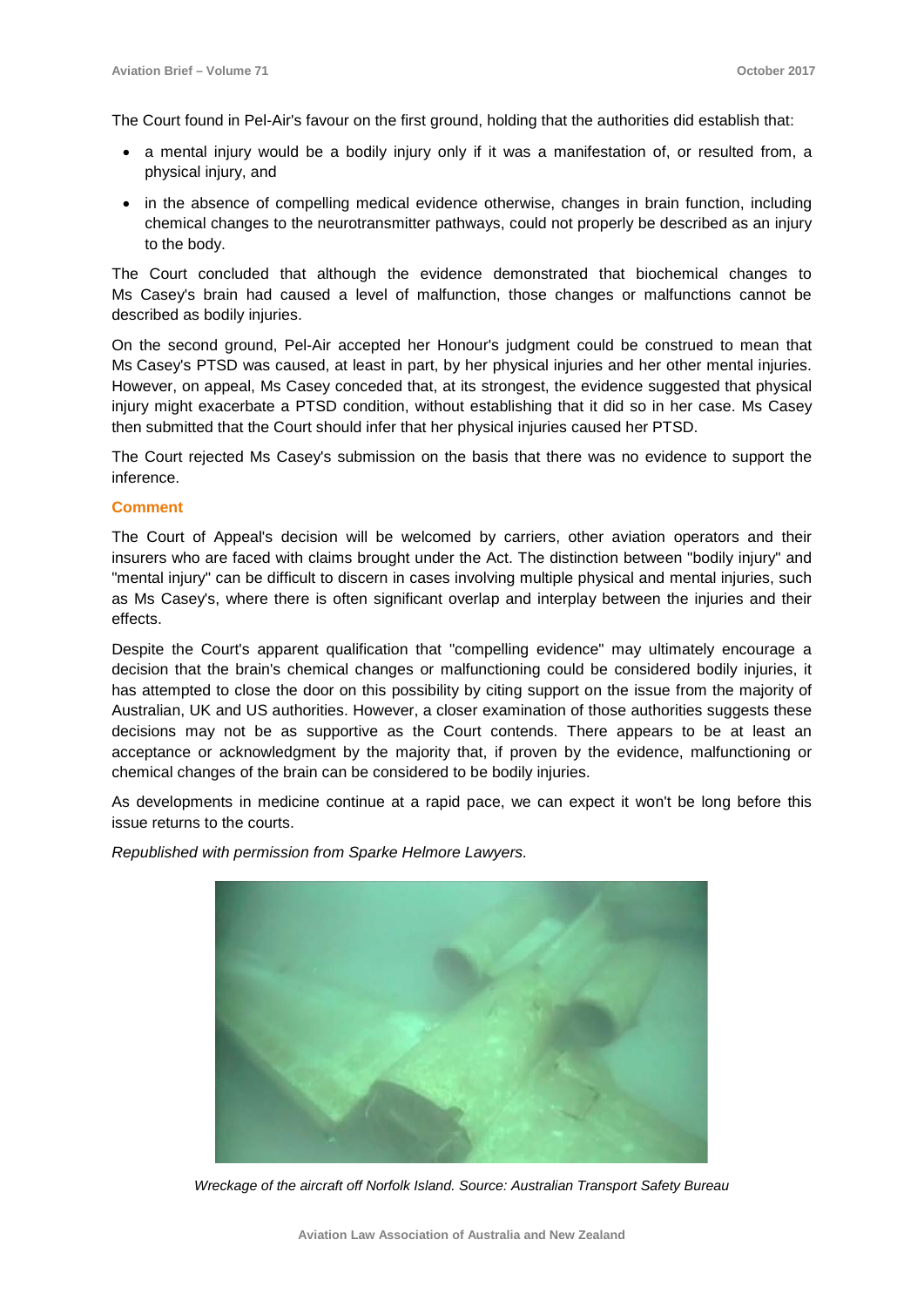The Court found in Pel-Air's favour on the first ground, holding that the authorities did establish that:

- a mental injury would be a bodily injury only if it was a manifestation of, or resulted from, a physical injury, and
- in the absence of compelling medical evidence otherwise, changes in brain function, including chemical changes to the neurotransmitter pathways, could not properly be described as an injury to the body.

The Court concluded that although the evidence demonstrated that biochemical changes to Ms Casey's brain had caused a level of malfunction, those changes or malfunctions cannot be described as bodily injuries.

On the second ground, Pel-Air accepted her Honour's judgment could be construed to mean that Ms Casey's PTSD was caused, at least in part, by her physical injuries and her other mental injuries. However, on appeal, Ms Casey conceded that, at its strongest, the evidence suggested that physical injury might exacerbate a PTSD condition, without establishing that it did so in her case. Ms Casey then submitted that the Court should infer that her physical injuries caused her PTSD.

The Court rejected Ms Casey's submission on the basis that there was no evidence to support the inference.

### Comment

The Court of Appeal's decision will be welcomed by carriers, other aviation operators and their insurers who are faced with claims brought under the Act. The distinction between "bodily injury" and "mental injury" can be difficult to discern in cases involving multiple physical and mental injuries, such as Ms Casey's, where there is often significant overlap and interplay between the injuries and their effects.

Despite the Court's apparent qualification that "compelling evidence" may ultimately encourage a decision that the brain's chemical changes or malfunctioning could be considered bodily injuries, it has attempted to close the door on this possibility by citing support on the issue from the majority of Australian, UK and US authorities. However, a closer examination of those authorities suggests these decisions may not be as supportive as the Court contends. There appears to be at least an acceptance or acknowledgment by the majority that, if proven by the evidence, malfunctioning or chemical changes of the brain can be considered to be bodily injuries.

As developments in medicine continue at a rapid pace, we can expect it won't be long before this issue returns to the courts.

*Republished with permission from Sparke Helmore Lawyers.*

*Wreckage of the aircraft off Norfolk Island. Source: Australian Transport Safety Bureau*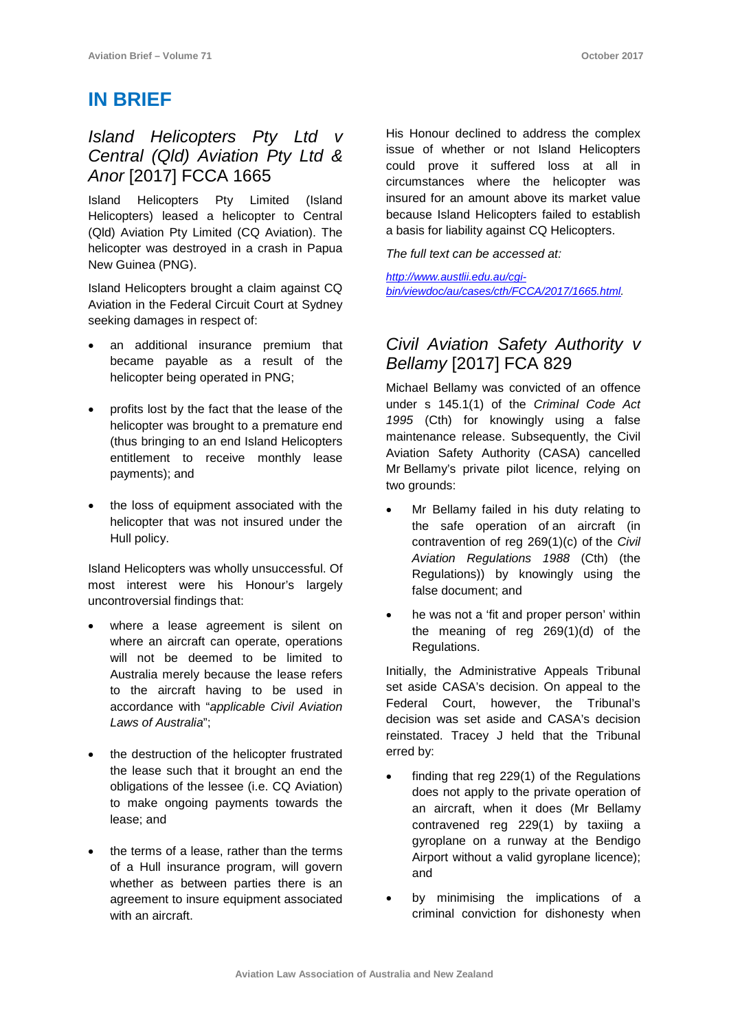# IN BRIEF

## *Island Helicopters Pty Ltd v Central (Qld) Aviation Pty Ltd & Anor* [2017] FCCA 1665

Island Helicopters Pty Limited (Island Helicopters) leased a helicopter to Central (Qld) Aviation Pty Limited (CQ Aviation). The helicopter was destroyed in a crash in Papua New Guinea (PNG).

Island Helicopters brought a claim against CQ Aviation in the Federal Circuit Court at Sydney seeking damages in respect of:

- an additional insurance premium that became payable as a result of the helicopter being operated in PNG;
- profits lost by the fact that the lease of the helicopter was brought to a premature end (thus bringing to an end Island Helicopters entitlement to receive monthly lease payments); and
- the loss of equipment associated with the helicopter that was not insured under the Hull policy.

Island Helicopters was wholly unsuccessful. Of most interest were his Honour's largely uncontroversial findings that:

- where a lease agreement is silent on where an aircraft can operate, operations will not be deemed to be limited to Australia merely because the lease refers to the aircraft having to be used in accordance with "*applicable Civil Aviation Laws of Australia*";
- the destruction of the helicopter frustrated the lease such that it brought an end the obligations of the lessee (i.e. CQ Aviation) to make ongoing payments towards the lease; and
- the terms of a lease, rather than the terms of a Hull insurance program, will govern whether as between parties there is an agreement to insure equipment associated with an aircraft.

His Honour declined to address the complex issue of whether or not Island Helicopters could prove it suffered loss at all in circumstances where the helicopter was insured for an amount above its market value because Island Helicopters failed to establish a basis for liability against CQ Helicopters.

*The full text can be accessed at:*

*http://www.austlii.edu.au/cgi-bin/viewdoc/au/cases/cth/FCCA/2017/1665.html.*

## *Civil Aviation Safety Authority v Bellamy* [2017] FCA 829

Michael Bellamy was convicted of an offence under s 145.1(1) of the *Criminal Code Act 1995* (Cth) for knowingly using a false maintenance release. Subsequently, the Civil Aviation Safety Authority (CASA) cancelled Mr Bellamy's private pilot licence, relying on two grounds:

- Mr Bellamy failed in his duty relating to the safe operation of an aircraft (in contravention of reg 269(1)(c) of the *Civil Aviation Regulations 1988* (Cth) (the Regulations)) by knowingly using the false document; and
- he was not a 'fit and proper person' within the meaning of reg 269(1)(d) of the Regulations.

Initially, the Administrative Appeals Tribunal set aside CASA's decision. On appeal to the Federal Court, however, the Tribunal's decision was set aside and CASA's decision reinstated. Tracey J held that the Tribunal erred by:

- finding that reg 229(1) of the Regulations does not apply to the private operation of an aircraft, when it does (Mr Bellamy contravened reg 229(1) by taxiing a gyroplane on a runway at the Bendigo Airport without a valid gyroplane licence); and
- by minimising the implications of a criminal conviction for dishonesty when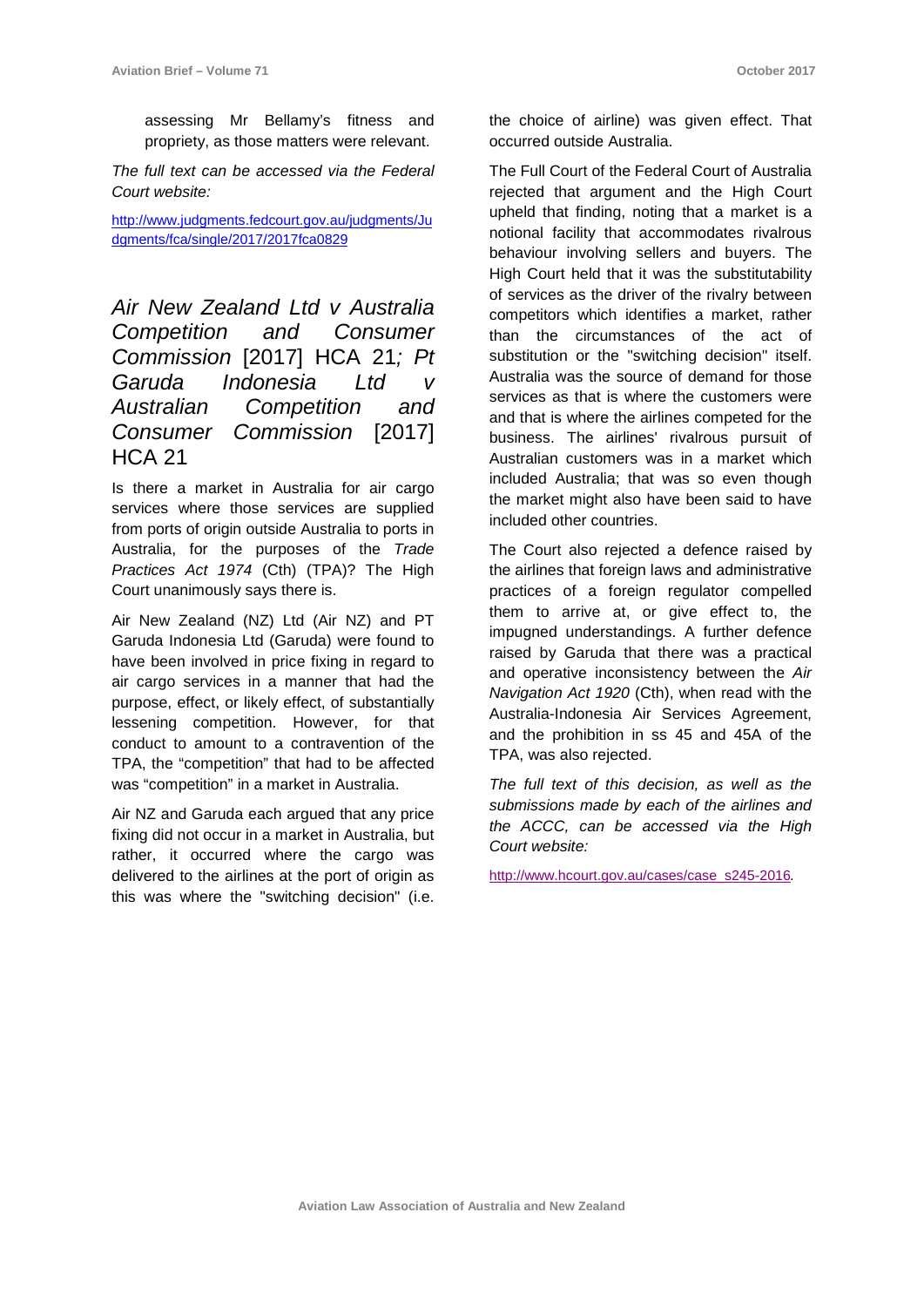assessing Mr Bellamy's fitness and propriety, as those matters were relevant.

*The full text can be accessed via the Federal Court website:*

http://www.judgments.fedcourt.gov.au/judgments/Judgments/fca/single/2017/2017fca0829

## *Air New Zealand Ltd v Australia Competition and Consumer Commission* [2017] HCA 21*; Pt Garuda Indonesia Ltd v Australian Competition and Consumer Commission* [2017] HCA 21

Is there a market in Australia for air cargo services where those services are supplied from ports of origin outside Australia to ports in Australia, for the purposes of the *Trade Practices Act 1974* (Cth) (TPA)? The High Court unanimously says there is.

Air New Zealand (NZ) Ltd (Air NZ) and PT Garuda Indonesia Ltd (Garuda) were found to have been involved in price fixing in regard to air cargo services in a manner that had the purpose, effect, or likely effect, of substantially lessening competition. However, for that conduct to amount to a contravention of the TPA, the "competition" that had to be affected was "competition" in a market in Australia.

Air NZ and Garuda each argued that any price fixing did not occur in a market in Australia, but rather, it occurred where the cargo was delivered to the airlines at the port of origin as this was where the "switching decision" (i.e. the choice of airline) was given effect. That occurred outside Australia.

The Full Court of the Federal Court of Australia rejected that argument and the High Court upheld that finding, noting that a market is a notional facility that accommodates rivalrous behaviour involving sellers and buyers. The High Court held that it was the substitutability of services as the driver of the rivalry between competitors which identifies a market, rather than the circumstances of the act of substitution or the "switching decision" itself. Australia was the source of demand for those services as that is where the customers were and that is where the airlines competed for the business. The airlines' rivalrous pursuit of Australian customers was in a market which included Australia; that was so even though the market might also have been said to have included other countries.

The Court also rejected a defence raised by the airlines that foreign laws and administrative practices of a foreign regulator compelled them to arrive at, or give effect to, the impugned understandings. A further defence raised by Garuda that there was a practical and operative inconsistency between the *Air Navigation Act 1920* (Cth), when read with the Australia-Indonesia Air Services Agreement, and the prohibition in ss 45 and 45A of the TPA, was also rejected.

*The full text of this decision, as well as the submissions made by each of the airlines and the ACCC, can be accessed via the High Court website:*

http://www.hcourt.gov.au/cases/case_s245-2016.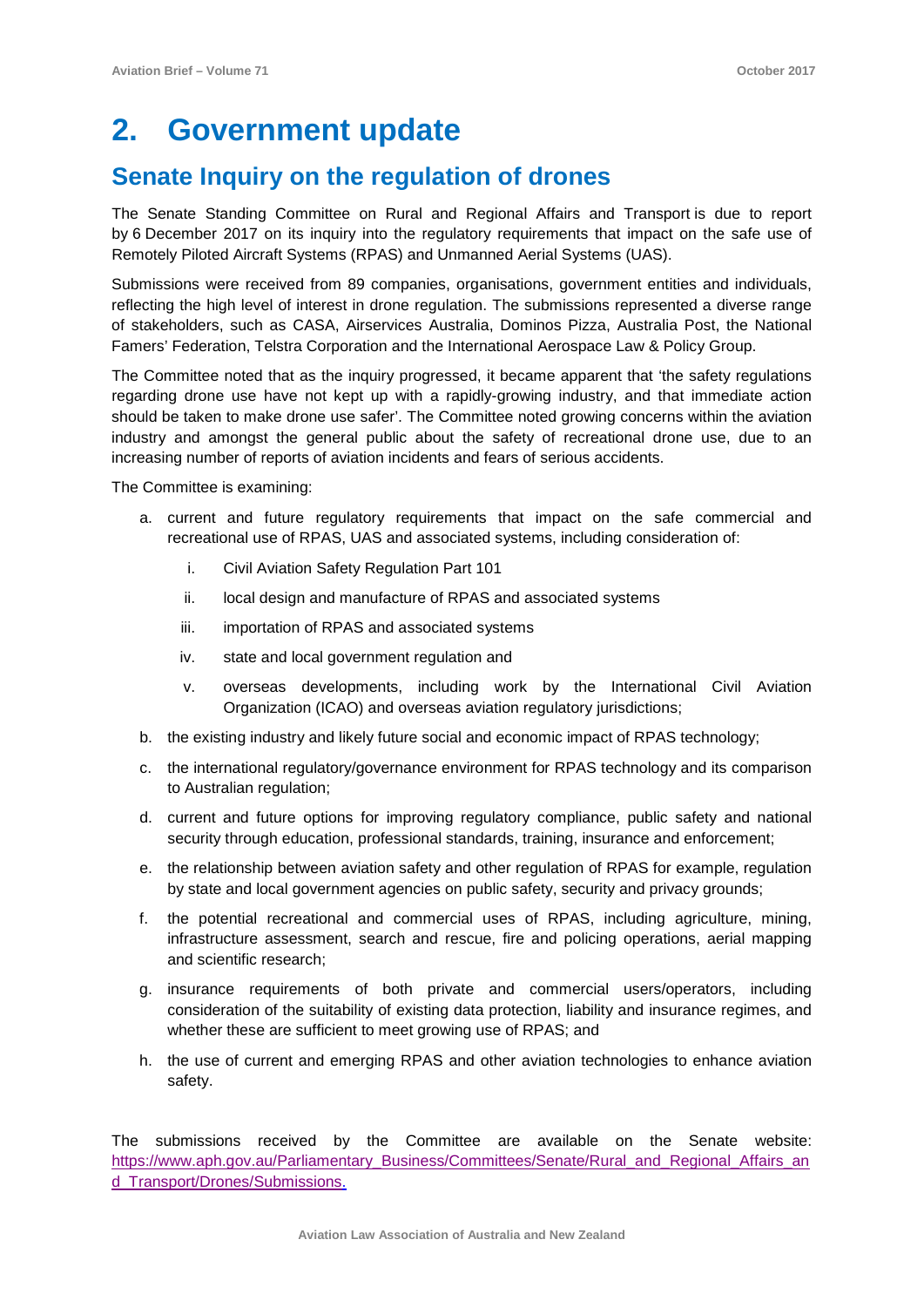# 2. Government update

## Senate Inquiry on the regulation of drones

The Senate Standing Committee on Rural and Regional Affairs and Transport is due to report by 6 December 2017 on its inquiry into the regulatory requirements that impact on the safe use of Remotely Piloted Aircraft Systems (RPAS) and Unmanned Aerial Systems (UAS).

Submissions were received from 89 companies, organisations, government entities and individuals, reflecting the high level of interest in drone regulation. The submissions represented a diverse range of stakeholders, such as CASA, Airservices Australia, Dominos Pizza, Australia Post, the National Famers' Federation, Telstra Corporation and the International Aerospace Law & Policy Group.

The Committee noted that as the inquiry progressed, it became apparent that 'the safety regulations regarding drone use have not kept up with a rapidly-growing industry, and that immediate action should be taken to make drone use safer'. The Committee noted growing concerns within the aviation industry and amongst the general public about the safety of recreational drone use, due to an increasing number of reports of aviation incidents and fears of serious accidents.

The Committee is examining:

a. current and future regulatory requirements that impact on the safe commercial and recreational use of RPAS, UAS and associated systems, including consideration of:
   i. Civil Aviation Safety Regulation Part 101
   ii. local design and manufacture of RPAS and associated systems
   iii. importation of RPAS and associated systems
   iv. state and local government regulation and
   v. overseas developments, including work by the International Civil Aviation Organization (ICAO) and overseas aviation regulatory jurisdictions;

b. the existing industry and likely future social and economic impact of RPAS technology;

c. the international regulatory/governance environment for RPAS technology and its comparison to Australian regulation;

d. current and future options for improving regulatory compliance, public safety and national security through education, professional standards, training, insurance and enforcement;

e. the relationship between aviation safety and other regulation of RPAS for example, regulation by state and local government agencies on public safety, security and privacy grounds;

f. the potential recreational and commercial uses of RPAS, including agriculture, mining, infrastructure assessment, search and rescue, fire and policing operations, aerial mapping and scientific research;

g. insurance requirements of both private and commercial users/operators, including consideration of the suitability of existing data protection, liability and insurance regimes, and whether these are sufficient to meet growing use of RPAS; and

h. the use of current and emerging RPAS and other aviation technologies to enhance aviation safety.

The submissions received by the Committee are available on the Senate website: [https://www.aph.gov.au/Parliamentary_Business/Committees/Senate/Rural_and_Regional_Affairs_and_Transport/Drones/Submissions.](https://www.aph.gov.au/Parliamentary_Business/Committees/Senate/Rural_and_Regional_Affairs_and_Transport/Drones/Submissions)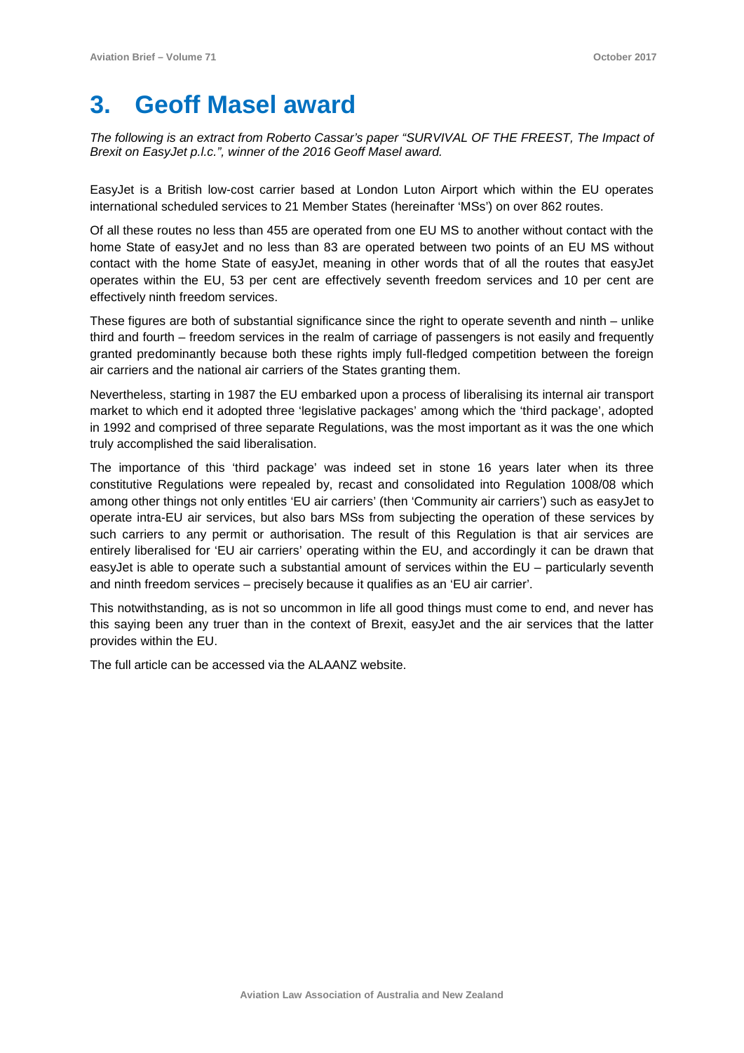# 3. Geoff Masel award

*The following is an extract from Roberto Cassar's paper "SURVIVAL OF THE FREEST, The Impact of Brexit on EasyJet p.l.c.", winner of the 2016 Geoff Masel award.*

EasyJet is a British low-cost carrier based at London Luton Airport which within the EU operates international scheduled services to 21 Member States (hereinafter 'MSs') on over 862 routes.

Of all these routes no less than 455 are operated from one EU MS to another without contact with the home State of easyJet and no less than 83 are operated between two points of an EU MS without contact with the home State of easyJet, meaning in other words that of all the routes that easyJet operates within the EU, 53 per cent are effectively seventh freedom services and 10 per cent are effectively ninth freedom services.

These figures are both of substantial significance since the right to operate seventh and ninth – unlike third and fourth – freedom services in the realm of carriage of passengers is not easily and frequently granted predominantly because both these rights imply full-fledged competition between the foreign air carriers and the national air carriers of the States granting them.

Nevertheless, starting in 1987 the EU embarked upon a process of liberalising its internal air transport market to which end it adopted three 'legislative packages' among which the 'third package', adopted in 1992 and comprised of three separate Regulations, was the most important as it was the one which truly accomplished the said liberalisation.

The importance of this 'third package' was indeed set in stone 16 years later when its three constitutive Regulations were repealed by, recast and consolidated into Regulation 1008/08 which among other things not only entitles 'EU air carriers' (then 'Community air carriers') such as easyJet to operate intra-EU air services, but also bars MSs from subjecting the operation of these services by such carriers to any permit or authorisation. The result of this Regulation is that air services are entirely liberalised for 'EU air carriers' operating within the EU, and accordingly it can be drawn that easyJet is able to operate such a substantial amount of services within the EU – particularly seventh and ninth freedom services – precisely because it qualifies as an 'EU air carrier'.

This notwithstanding, as is not so uncommon in life all good things must come to end, and never has this saying been any truer than in the context of Brexit, easyJet and the air services that the latter provides within the EU.

The full article can be accessed via the ALAANZ website.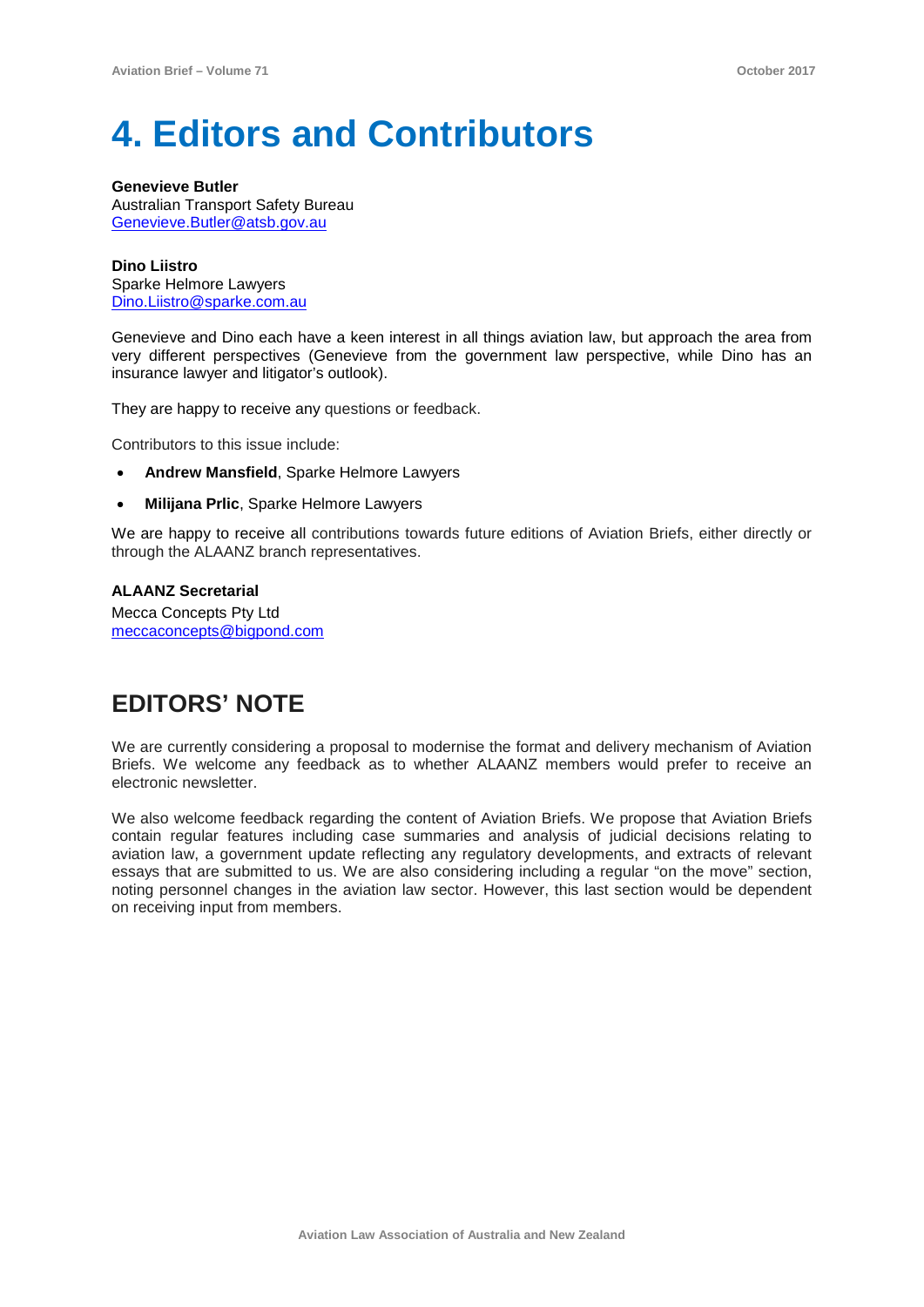# 4. Editors and Contributors

**Genevieve Butler**
Australian Transport Safety Bureau
Genevieve.Butler@atsb.gov.au

**Dino Liistro**
Sparke Helmore Lawyers
Dino.Liistro@sparke.com.au

Genevieve and Dino each have a keen interest in all things aviation law, but approach the area from very different perspectives (Genevieve from the government law perspective, while Dino has an insurance lawyer and litigator's outlook).

They are happy to receive any questions or feedback.

Contributors to this issue include:

- **Andrew Mansfield**, Sparke Helmore Lawyers
- **Milijana Prlic**, Sparke Helmore Lawyers

We are happy to receive all contributions towards future editions of Aviation Briefs, either directly or through the ALAANZ branch representatives.

**ALAANZ Secretarial**
Mecca Concepts Pty Ltd
meccaconcepts@bigpond.com

## EDITORS' NOTE

We are currently considering a proposal to modernise the format and delivery mechanism of Aviation Briefs. We welcome any feedback as to whether ALAANZ members would prefer to receive an electronic newsletter.

We also welcome feedback regarding the content of Aviation Briefs. We propose that Aviation Briefs contain regular features including case summaries and analysis of judicial decisions relating to aviation law, a government update reflecting any regulatory developments, and extracts of relevant essays that are submitted to us. We are also considering including a regular "on the move" section, noting personnel changes in the aviation law sector. However, this last section would be dependent on receiving input from members.